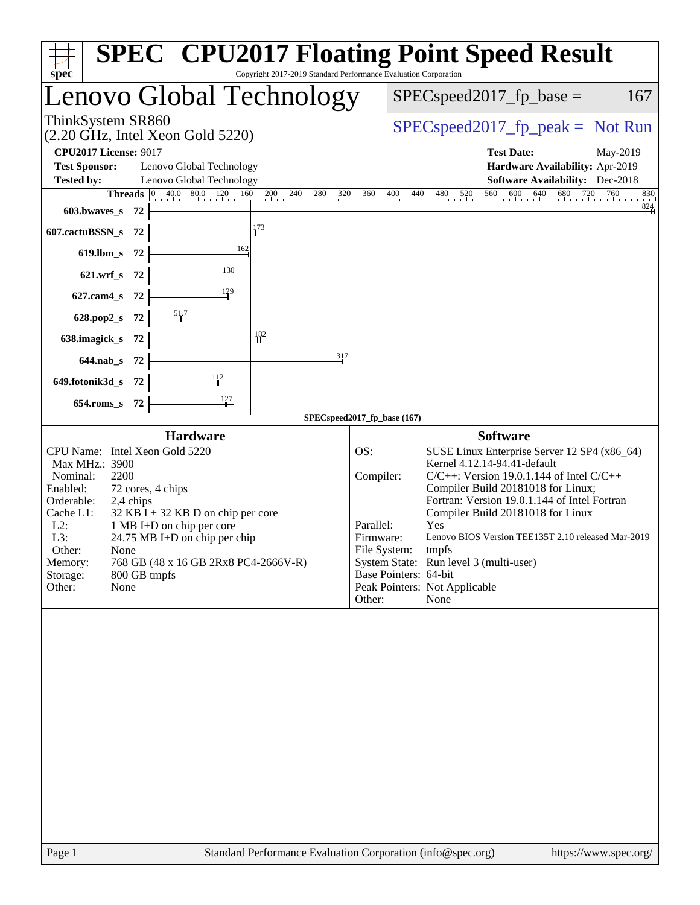# SPEC CPU2017 Floating Point Speed Result

Copyright 2017-2019 Standard Performance Evaluation Corporation

## Lenovo Global Technology

ThinkSystem SR860
(2.20 GHz, Intel Xeon Gold 5220)

SPECspeed2017_fp_base = 167

SPECspeed2017_fp_peak = Not Run

**CPU2017 License:** 9017
**Test Sponsor:** Lenovo Global Technology
**Tested by:** Lenovo Global Technology

**Test Date:** May-2019
**Hardware Availability:** Apr-2019
**Software Availability:** Dec-2018

| Benchmark | Threads | SPECspeed2017_fp_base |
|---|---|---|
| 603.bwaves_s | 72 | 824 |
| 607.cactuBSSN_s | 72 | 173 |
| 619.lbm_s | 72 | 162 |
| 621.wrf_s | 72 | 130 |
| 627.cam4_s | 72 | 129 |
| 628.pop2_s | 72 | 51.7 |
| 638.imagick_s | 72 | 182 |
| 644.nab_s | 72 | 317 |
| 649.fotonik3d_s | 72 | 112 |
| 654.roms_s | 72 | 127 |

SPECspeed2017_fp_base (167)

### Hardware

| | |
|---|---|
| CPU Name: | Intel Xeon Gold 5220 |
| Max MHz.: | 3900 |
| Nominal: | 2200 |
| Enabled: | 72 cores, 4 chips |
| Orderable: | 2,4 chips |
| Cache L1: | 32 KB I + 32 KB D on chip per core |
| L2: | 1 MB I+D on chip per core |
| L3: | 24.75 MB I+D on chip per chip |
| Other: | None |
| Memory: | 768 GB (48 x 16 GB 2Rx8 PC4-2666V-R) |
| Storage: | 800 GB tmpfs |
| Other: | None |

### Software

| | |
|---|---|
| OS: | SUSE Linux Enterprise Server 12 SP4 (x86_64) Kernel 4.12.14-94.41-default |
| Compiler: | C/C++: Version 19.0.1.144 of Intel C/C++ Compiler Build 20181018 for Linux; Fortran: Version 19.0.1.144 of Intel Fortran Compiler Build 20181018 for Linux |
| Parallel: | Yes |
| Firmware: | Lenovo BIOS Version TEE135T 2.10 released Mar-2019 |
| File System: | tmpfs |
| System State: | Run level 3 (multi-user) |
| Base Pointers: | 64-bit |
| Peak Pointers: | Not Applicable |
| Other: | None |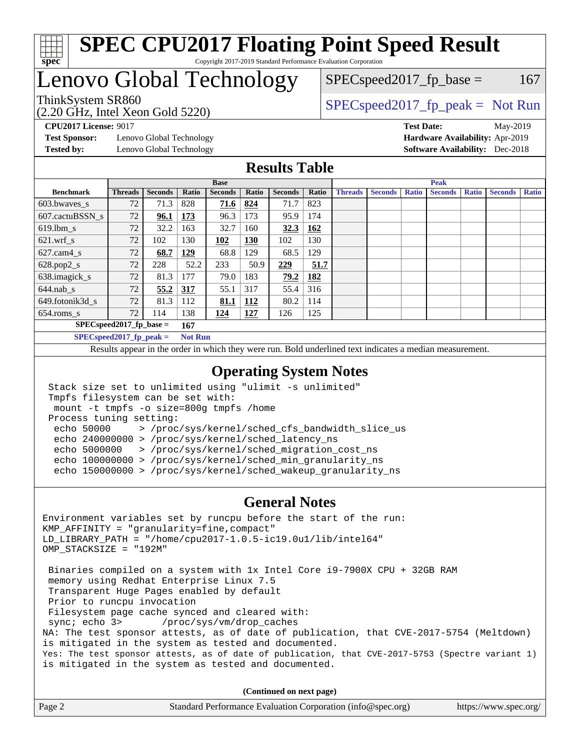# SPEC CPU2017 Floating Point Speed Result

Copyright 2017-2019 Standard Performance Evaluation Corporation

# Lenovo Global Technology

ThinkSystem SR860
(2.20 GHz, Intel Xeon Gold 5220)

SPECspeed2017_fp_base = 167

SPECspeed2017_fp_peak = Not Run

**CPU2017 License:** 9017
**Test Sponsor:** Lenovo Global Technology
**Tested by:** Lenovo Global Technology
**Test Date:** May-2019
**Hardware Availability:** Apr-2019
**Software Availability:** Dec-2018

## Results Table

| Benchmark | Base | | | | | | | Peak | | | | | | |
|---|---|---|---|---|---|---|---|---|---|---|---|---|---|---|
| | Threads | Seconds | Ratio | Seconds | Ratio | Seconds | Ratio | Threads | Seconds | Ratio | Seconds | Ratio | Seconds | Ratio |
| 603.bwaves_s | 72 | 71.3 | 828 | **71.6** | **824** | 71.7 | 823 | | | | | | | |
| 607.cactuBSSN_s | 72 | **96.1** | **173** | 96.3 | 173 | 95.9 | 174 | | | | | | | |
| 619.lbm_s | 72 | 32.2 | 163 | 32.7 | 160 | **32.3** | **162** | | | | | | | |
| 621.wrf_s | 72 | 102 | 130 | **102** | **130** | 102 | 130 | | | | | | | |
| 627.cam4_s | 72 | **68.7** | **129** | 68.8 | 129 | 68.5 | 129 | | | | | | | |
| 628.pop2_s | 72 | 228 | 52.2 | 233 | 50.9 | **229** | **51.7** | | | | | | | |
| 638.imagick_s | 72 | 81.3 | 177 | 79.0 | 183 | **79.2** | **182** | | | | | | | |
| 644.nab_s | 72 | **55.2** | **317** | 55.1 | 317 | 55.4 | 316 | | | | | | | |
| 649.fotonik3d_s | 72 | 81.3 | 112 | **81.1** | **112** | 80.2 | 114 | | | | | | | |
| 654.roms_s | 72 | 114 | 138 | **124** | **127** | 126 | 125 | | | | | | | |

**SPECspeed2017_fp_base = 167**

**SPECspeed2017_fp_peak = Not Run**

Results appear in the order in which they were run. Bold underlined text indicates a median measurement.

## Operating System Notes

```
Stack size set to unlimited using "ulimit -s unlimited"
Tmpfs filesystem can be set with:
 mount -t tmpfs -o size=800g tmpfs /home
Process tuning setting:
 echo 50000     > /proc/sys/kernel/sched_cfs_bandwidth_slice_us
 echo 240000000 > /proc/sys/kernel/sched_latency_ns
 echo 5000000   > /proc/sys/kernel/sched_migration_cost_ns
 echo 100000000 > /proc/sys/kernel/sched_min_granularity_ns
 echo 150000000 > /proc/sys/kernel/sched_wakeup_granularity_ns
```

## General Notes

```
Environment variables set by runcpu before the start of the run:
KMP_AFFINITY = "granularity=fine,compact"
LD_LIBRARY_PATH = "/home/cpu2017-1.0.5-ic19.0u1/lib/intel64"
OMP_STACKSIZE = "192M"

 Binaries compiled on a system with 1x Intel Core i9-7900X CPU + 32GB RAM
 memory using Redhat Enterprise Linux 7.5
 Transparent Huge Pages enabled by default
 Prior to runcpu invocation
 Filesystem page cache synced and cleared with:
 sync; echo 3>       /proc/sys/vm/drop_caches
NA: The test sponsor attests, as of date of publication, that CVE-2017-5754 (Meltdown)
is mitigated in the system as tested and documented.
Yes: The test sponsor attests, as of date of publication, that CVE-2017-5753 (Spectre variant 1)
is mitigated in the system as tested and documented.
```

**(Continued on next page)**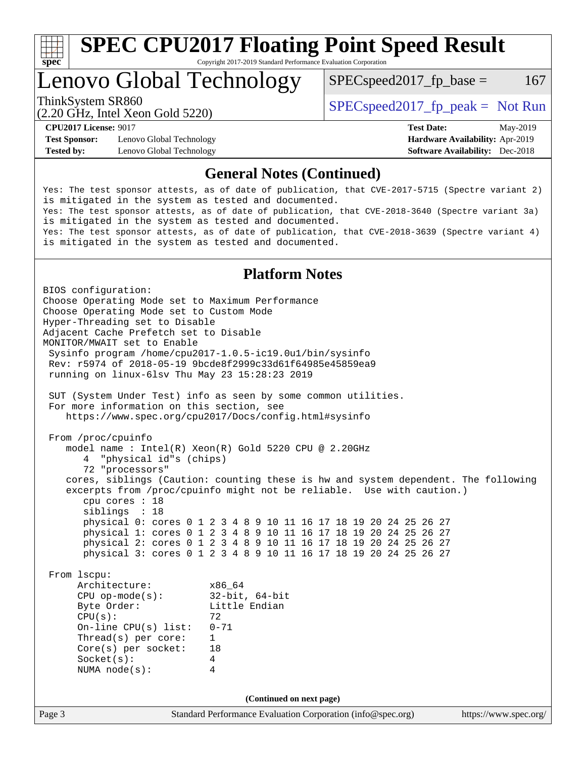# SPEC CPU2017 Floating Point Speed Result

Copyright 2017-2019 Standard Performance Evaluation Corporation

## Lenovo Global Technology

ThinkSystem SR860
(2.20 GHz, Intel Xeon Gold 5220)

SPECspeed2017_fp_base = 167

SPECspeed2017_fp_peak = Not Run

**CPU2017 License:** 9017
**Test Sponsor:** Lenovo Global Technology
**Tested by:** Lenovo Global Technology

**Test Date:** May-2019
**Hardware Availability:** Apr-2019
**Software Availability:** Dec-2018

## General Notes (Continued)

```
Yes: The test sponsor attests, as of date of publication, that CVE-2017-5715 (Spectre variant 2)
is mitigated in the system as tested and documented.
Yes: The test sponsor attests, as of date of publication, that CVE-2018-3640 (Spectre variant 3a)
is mitigated in the system as tested and documented.
Yes: The test sponsor attests, as of date of publication, that CVE-2018-3639 (Spectre variant 4)
is mitigated in the system as tested and documented.
```

## Platform Notes

```
BIOS configuration:
Choose Operating Mode set to Maximum Performance
Choose Operating Mode set to Custom Mode
Hyper-Threading set to Disable
Adjacent Cache Prefetch set to Disable
MONITOR/MWAIT set to Enable
 Sysinfo program /home/cpu2017-1.0.5-ic19.0u1/bin/sysinfo
 Rev: r5974 of 2018-05-19 9bcde8f2999c33d61f64985e45859ea9
 running on linux-6lsv Thu May 23 15:28:23 2019

 SUT (System Under Test) info as seen by some common utilities.
 For more information on this section, see
    https://www.spec.org/cpu2017/Docs/config.html#sysinfo

 From /proc/cpuinfo
    model name : Intel(R) Xeon(R) Gold 5220 CPU @ 2.20GHz
       4  "physical id"s (chips)
       72 "processors"
    cores, siblings (Caution: counting these is hw and system dependent. The following
    excerpts from /proc/cpuinfo might not be reliable.  Use with caution.)
       cpu cores : 18
       siblings  : 18
       physical 0: cores 0 1 2 3 4 8 9 10 11 16 17 18 19 20 24 25 26 27
       physical 1: cores 0 1 2 3 4 8 9 10 11 16 17 18 19 20 24 25 26 27
       physical 2: cores 0 1 2 3 4 8 9 10 11 16 17 18 19 20 24 25 26 27
       physical 3: cores 0 1 2 3 4 8 9 10 11 16 17 18 19 20 24 25 26 27

 From lscpu:
      Architecture:          x86_64
      CPU op-mode(s):        32-bit, 64-bit
      Byte Order:            Little Endian
      CPU(s):                72
      On-line CPU(s) list:   0-71
      Thread(s) per core:    1
      Core(s) per socket:    18
      Socket(s):             4
      NUMA node(s):          4
```

(Continued on next page)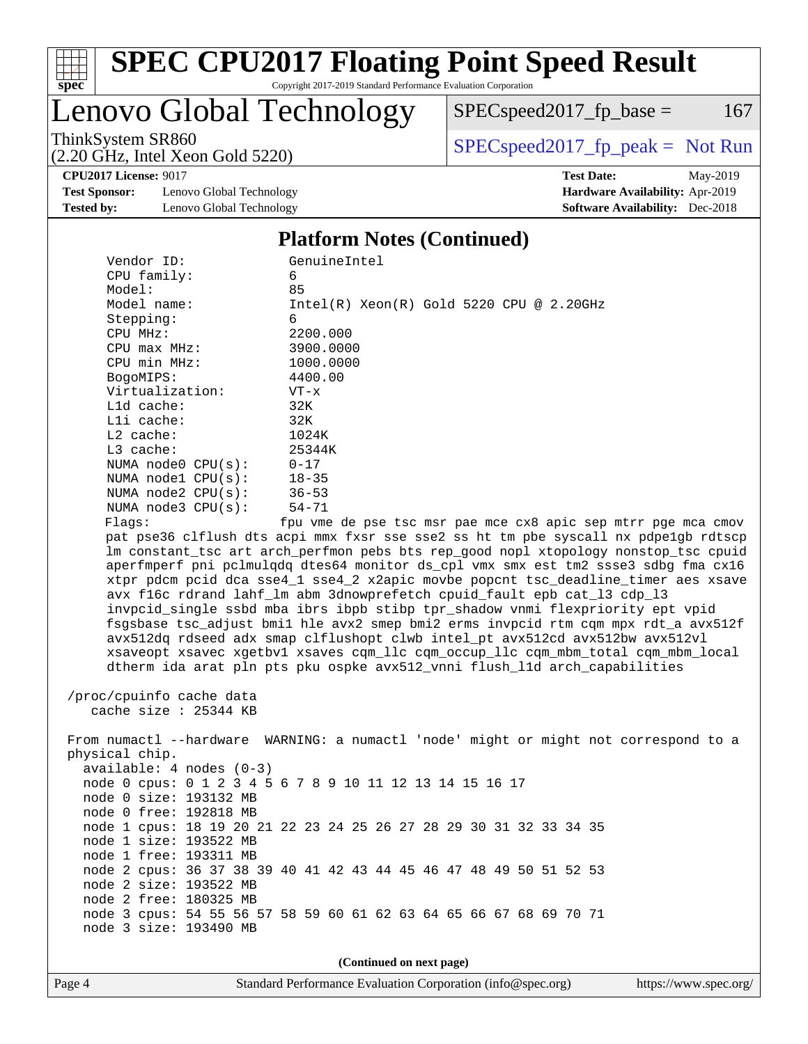# SPEC CPU2017 Floating Point Speed Result

Copyright 2017-2019 Standard Performance Evaluation Corporation

## Lenovo Global Technology

ThinkSystem SR860
(2.20 GHz, Intel Xeon Gold 5220)

SPECspeed2017_fp_base = 167

SPECspeed2017_fp_peak = Not Run

**CPU2017 License:** 9017
**Test Sponsor:** Lenovo Global Technology
**Tested by:** Lenovo Global Technology

**Test Date:** May-2019
**Hardware Availability:** Apr-2019
**Software Availability:** Dec-2018

### Platform Notes (Continued)

```
     Vendor ID:             GenuineIntel
     CPU family:            6
     Model:                 85
     Model name:            Intel(R) Xeon(R) Gold 5220 CPU @ 2.20GHz
     Stepping:              6
     CPU MHz:               2200.000
     CPU max MHz:           3900.0000
     CPU min MHz:           1000.0000
     BogoMIPS:              4400.00
     Virtualization:        VT-x
     L1d cache:             32K
     L1i cache:             32K
     L2 cache:              1024K
     L3 cache:              25344K
     NUMA node0 CPU(s):     0-17
     NUMA node1 CPU(s):     18-35
     NUMA node2 CPU(s):     36-53
     NUMA node3 CPU(s):     54-71
     Flags:                fpu vme de pse tsc msr pae mce cx8 apic sep mtrr pge mca cmov
     pat pse36 clflush dts acpi mmx fxsr sse sse2 ss ht tm pbe syscall nx pdpe1gb rdtscp
     lm constant_tsc art arch_perfmon pebs bts rep_good nopl xtopology nonstop_tsc cpuid
     aperfmperf pni pclmulqdq dtes64 monitor ds_cpl vmx smx est tm2 ssse3 sdbg fma cx16
     xtpr pdcm pcid dca sse4_1 sse4_2 x2apic movbe popcnt tsc_deadline_timer aes xsave
     avx f16c rdrand lahf_lm abm 3dnowprefetch cpuid_fault epb cat_l3 cdp_l3
     invpcid_single ssbd mba ibrs ibpb stibp tpr_shadow vnmi flexpriority ept vpid
     fsgsbase tsc_adjust bmi1 hle avx2 smep bmi2 erms invpcid rtm cqm mpx rdt_a avx512f
     avx512dq rdseed adx smap clflushopt clwb intel_pt avx512cd avx512bw avx512vl
     xsaveopt xsavec xgetbv1 xsaves cqm_llc cqm_occup_llc cqm_mbm_total cqm_mbm_local
     dtherm ida arat pln pts pku ospke avx512_vnni flush_l1d arch_capabilities

 /proc/cpuinfo cache data
    cache size : 25344 KB

 From numactl --hardware  WARNING: a numactl 'node' might or might not correspond to a
 physical chip.
   available: 4 nodes (0-3)
   node 0 cpus: 0 1 2 3 4 5 6 7 8 9 10 11 12 13 14 15 16 17
   node 0 size: 193132 MB
   node 0 free: 192818 MB
   node 1 cpus: 18 19 20 21 22 23 24 25 26 27 28 29 30 31 32 33 34 35
   node 1 size: 193522 MB
   node 1 free: 193311 MB
   node 2 cpus: 36 37 38 39 40 41 42 43 44 45 46 47 48 49 50 51 52 53
   node 2 size: 193522 MB
   node 2 free: 180325 MB
   node 3 cpus: 54 55 56 57 58 59 60 61 62 63 64 65 66 67 68 69 70 71
   node 3 size: 193490 MB
```

(Continued on next page)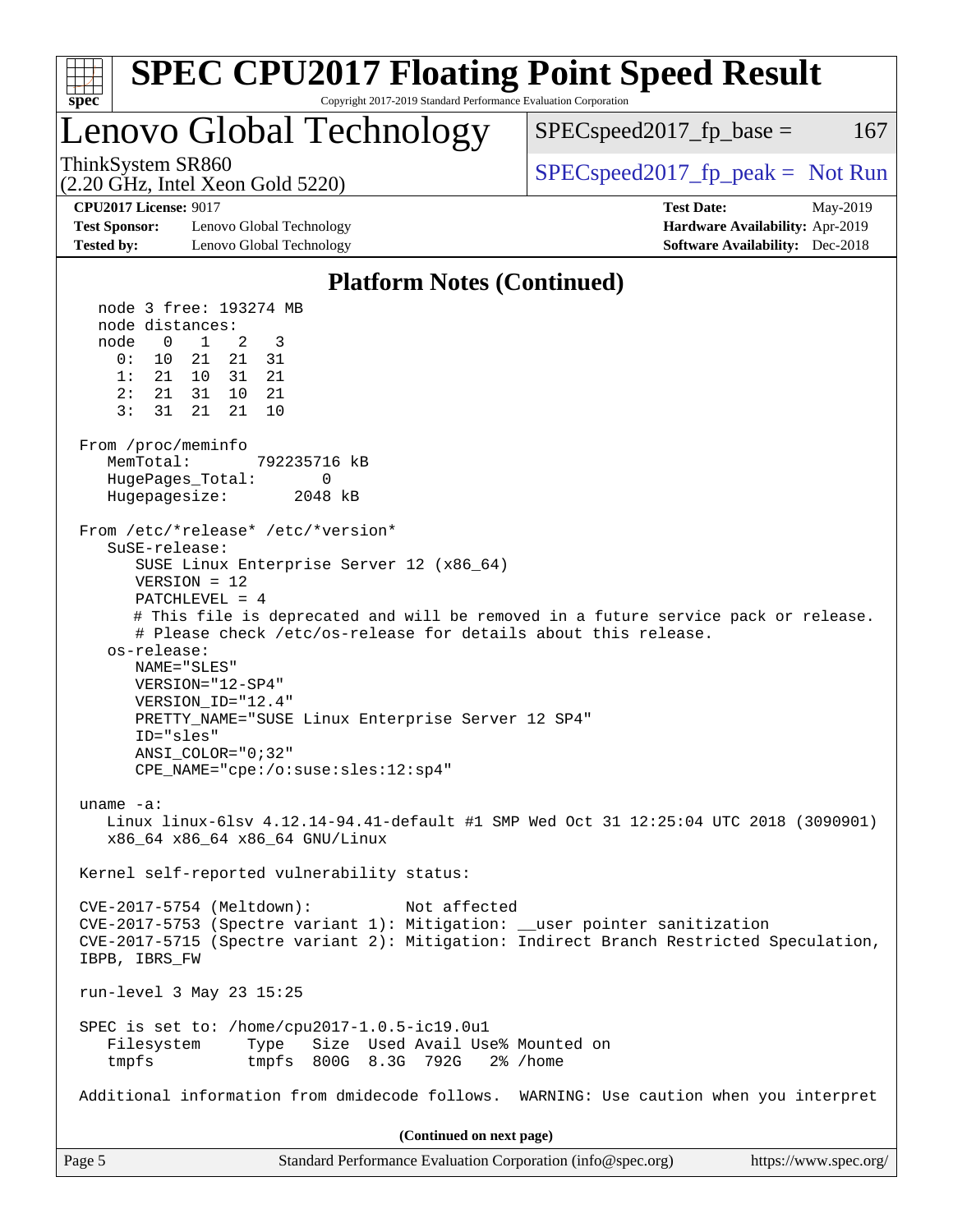# SPEC CPU2017 Floating Point Speed Result

Copyright 2017-2019 Standard Performance Evaluation Corporation

## Lenovo Global Technology

ThinkSystem SR860
(2.20 GHz, Intel Xeon Gold 5220)

SPECspeed2017_fp_base = 167

SPECspeed2017_fp_peak = Not Run

**CPU2017 License:** 9017
**Test Sponsor:** Lenovo Global Technology
**Tested by:** Lenovo Global Technology

**Test Date:** May-2019
**Hardware Availability:** Apr-2019
**Software Availability:** Dec-2018

### Platform Notes (Continued)

```
    node 3 free: 193274 MB
    node distances:
    node   0   1   2   3
      0:  10  21  21  31
      1:  21  10  31  21
      2:  21  31  10  21
      3:  31  21  21  10

 From /proc/meminfo
    MemTotal:       792235716 kB
    HugePages_Total:       0
    Hugepagesize:       2048 kB

 From /etc/*release* /etc/*version*
    SuSE-release:
       SUSE Linux Enterprise Server 12 (x86_64)
       VERSION = 12
       PATCHLEVEL = 4
       # This file is deprecated and will be removed in a future service pack or release.
       # Please check /etc/os-release for details about this release.
    os-release:
       NAME="SLES"
       VERSION="12-SP4"
       VERSION_ID="12.4"
       PRETTY_NAME="SUSE Linux Enterprise Server 12 SP4"
       ID="sles"
       ANSI_COLOR="0;32"
       CPE_NAME="cpe:/o:suse:sles:12:sp4"

 uname -a:
    Linux linux-6lsv 4.12.14-94.41-default #1 SMP Wed Oct 31 12:25:04 UTC 2018 (3090901)
    x86_64 x86_64 x86_64 GNU/Linux

 Kernel self-reported vulnerability status:

 CVE-2017-5754 (Meltdown):          Not affected
 CVE-2017-5753 (Spectre variant 1): Mitigation: __user pointer sanitization
 CVE-2017-5715 (Spectre variant 2): Mitigation: Indirect Branch Restricted Speculation,
 IBPB, IBRS_FW

 run-level 3 May 23 15:25

 SPEC is set to: /home/cpu2017-1.0.5-ic19.0u1
    Filesystem     Type   Size  Used Avail Use% Mounted on
    tmpfs          tmpfs  800G  8.3G  792G   2% /home

 Additional information from dmidecode follows.  WARNING: Use caution when you interpret
```

(Continued on next page)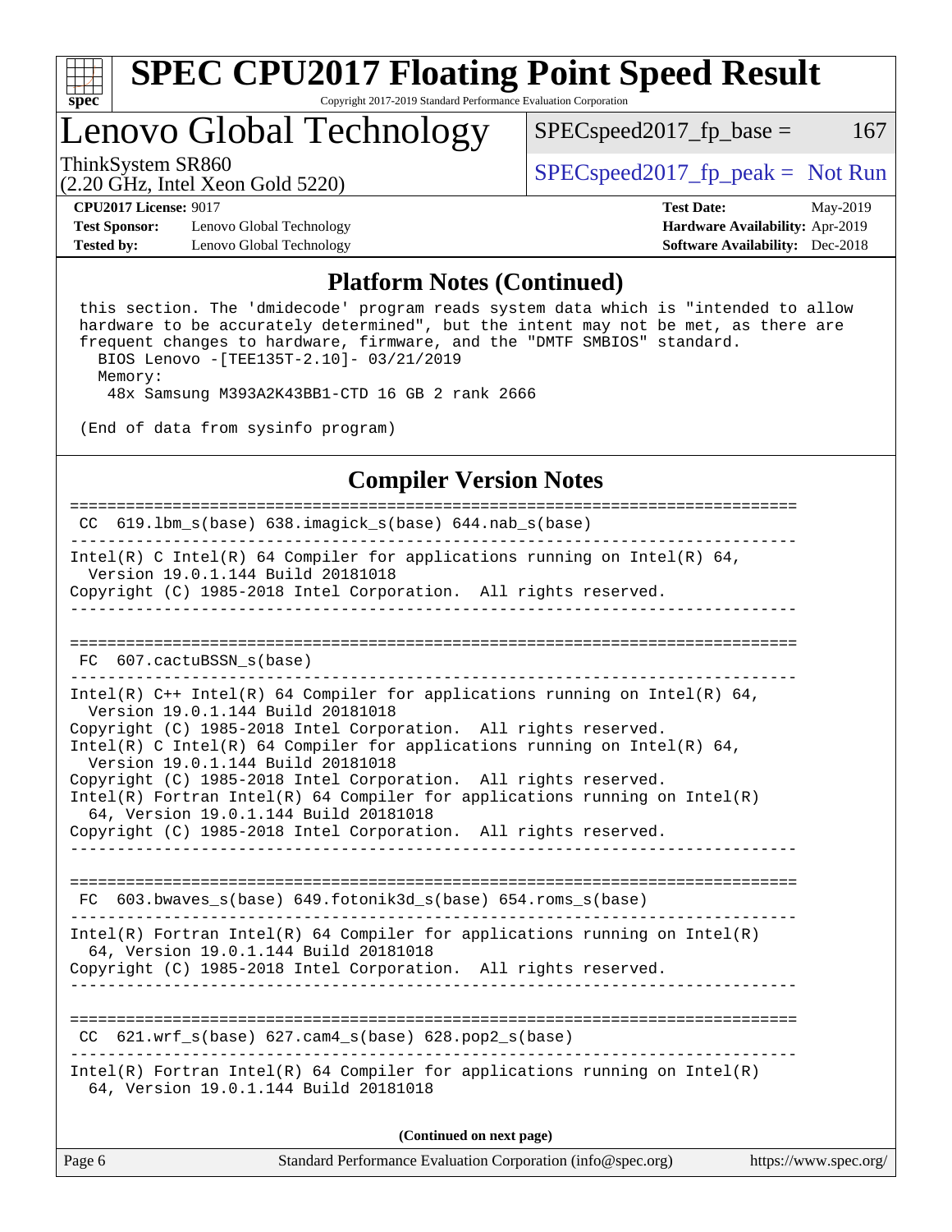## Platform Notes (Continued)

```
 this section. The 'dmidecode' program reads system data which is "intended to allow
 hardware to be accurately determined", but the intent may not be met, as there are
 frequent changes to hardware, firmware, and the "DMTF SMBIOS" standard.
   BIOS Lenovo -[TEE135T-2.10]- 03/21/2019
   Memory:
    48x Samsung M393A2K43BB1-CTD 16 GB 2 rank 2666

 (End of data from sysinfo program)
```

## Compiler Version Notes

```
==============================================================================
 CC  619.lbm_s(base) 638.imagick_s(base) 644.nab_s(base)
------------------------------------------------------------------------------
Intel(R) C Intel(R) 64 Compiler for applications running on Intel(R) 64,
  Version 19.0.1.144 Build 20181018
Copyright (C) 1985-2018 Intel Corporation.  All rights reserved.
------------------------------------------------------------------------------

==============================================================================
 FC  607.cactuBSSN_s(base)
------------------------------------------------------------------------------
Intel(R) C++ Intel(R) 64 Compiler for applications running on Intel(R) 64,
  Version 19.0.1.144 Build 20181018
Copyright (C) 1985-2018 Intel Corporation.  All rights reserved.
Intel(R) C Intel(R) 64 Compiler for applications running on Intel(R) 64,
  Version 19.0.1.144 Build 20181018
Copyright (C) 1985-2018 Intel Corporation.  All rights reserved.
Intel(R) Fortran Intel(R) 64 Compiler for applications running on Intel(R)
  64, Version 19.0.1.144 Build 20181018
Copyright (C) 1985-2018 Intel Corporation.  All rights reserved.
------------------------------------------------------------------------------

==============================================================================
 FC  603.bwaves_s(base) 649.fotonik3d_s(base) 654.roms_s(base)
------------------------------------------------------------------------------
Intel(R) Fortran Intel(R) 64 Compiler for applications running on Intel(R)
  64, Version 19.0.1.144 Build 20181018
Copyright (C) 1985-2018 Intel Corporation.  All rights reserved.
------------------------------------------------------------------------------

==============================================================================
 CC  621.wrf_s(base) 627.cam4_s(base) 628.pop2_s(base)
------------------------------------------------------------------------------
Intel(R) Fortran Intel(R) 64 Compiler for applications running on Intel(R)
  64, Version 19.0.1.144 Build 20181018
```

**(Continued on next page)**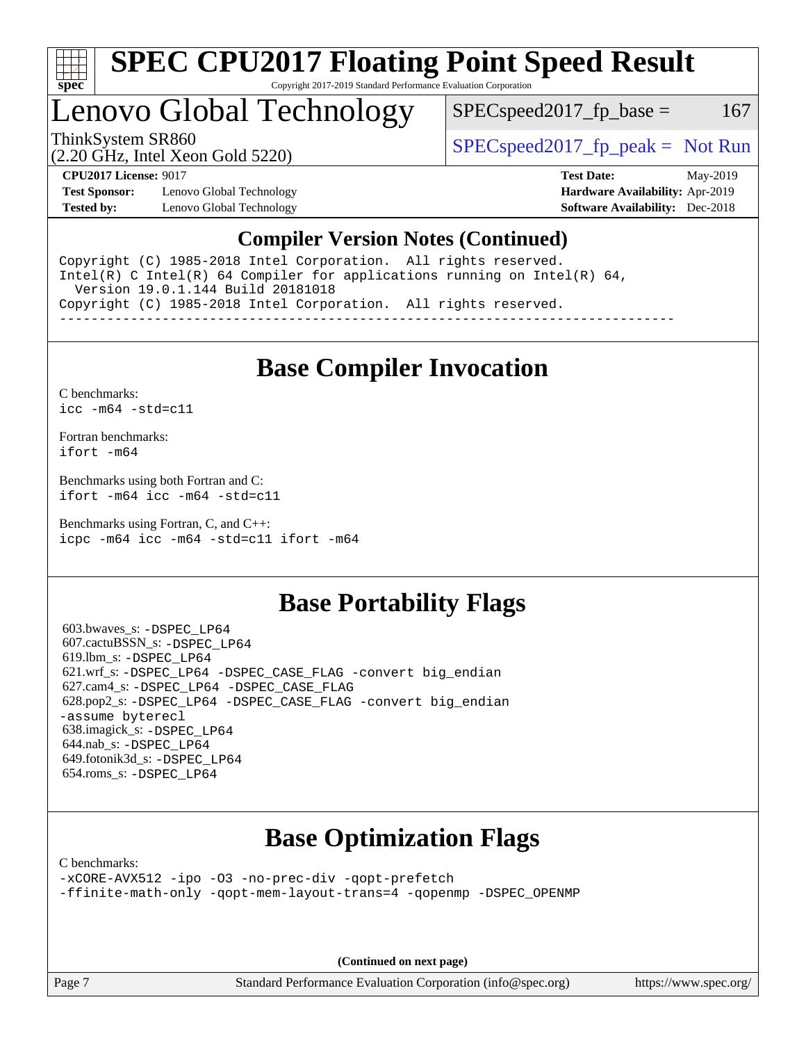# SPEC CPU2017 Floating Point Speed Result

Copyright 2017-2019 Standard Performance Evaluation Corporation

## Lenovo Global Technology

ThinkSystem SR860
(2.20 GHz, Intel Xeon Gold 5220)

SPECspeed2017_fp_base = 167

SPECspeed2017_fp_peak = Not Run

**CPU2017 License:** 9017
**Test Sponsor:** Lenovo Global Technology
**Tested by:** Lenovo Global Technology

**Test Date:** May-2019
**Hardware Availability:** Apr-2019
**Software Availability:** Dec-2018

## Compiler Version Notes (Continued)

```
Copyright (C) 1985-2018 Intel Corporation.  All rights reserved.
Intel(R) C Intel(R) 64 Compiler for applications running on Intel(R) 64,
  Version 19.0.1.144 Build 20181018
Copyright (C) 1985-2018 Intel Corporation.  All rights reserved.
------------------------------------------------------------------------------
```

## Base Compiler Invocation

C benchmarks:
`icc -m64 -std=c11`

Fortran benchmarks:
`ifort -m64`

Benchmarks using both Fortran and C:
`ifort -m64 icc -m64 -std=c11`

Benchmarks using Fortran, C, and C++:
`icpc -m64 icc -m64 -std=c11 ifort -m64`

## Base Portability Flags

603.bwaves_s: -DSPEC_LP64
607.cactuBSSN_s: -DSPEC_LP64
619.lbm_s: -DSPEC_LP64
621.wrf_s: -DSPEC_LP64 -DSPEC_CASE_FLAG -convert big_endian
627.cam4_s: -DSPEC_LP64 -DSPEC_CASE_FLAG
628.pop2_s: -DSPEC_LP64 -DSPEC_CASE_FLAG -convert big_endian -assume byterecl
638.imagick_s: -DSPEC_LP64
644.nab_s: -DSPEC_LP64
649.fotonik3d_s: -DSPEC_LP64
654.roms_s: -DSPEC_LP64

## Base Optimization Flags

C benchmarks:
`-xCORE-AVX512 -ipo -O3 -no-prec-div -qopt-prefetch -ffinite-math-only -qopt-mem-layout-trans=4 -qopenmp -DSPEC_OPENMP`

(Continued on next page)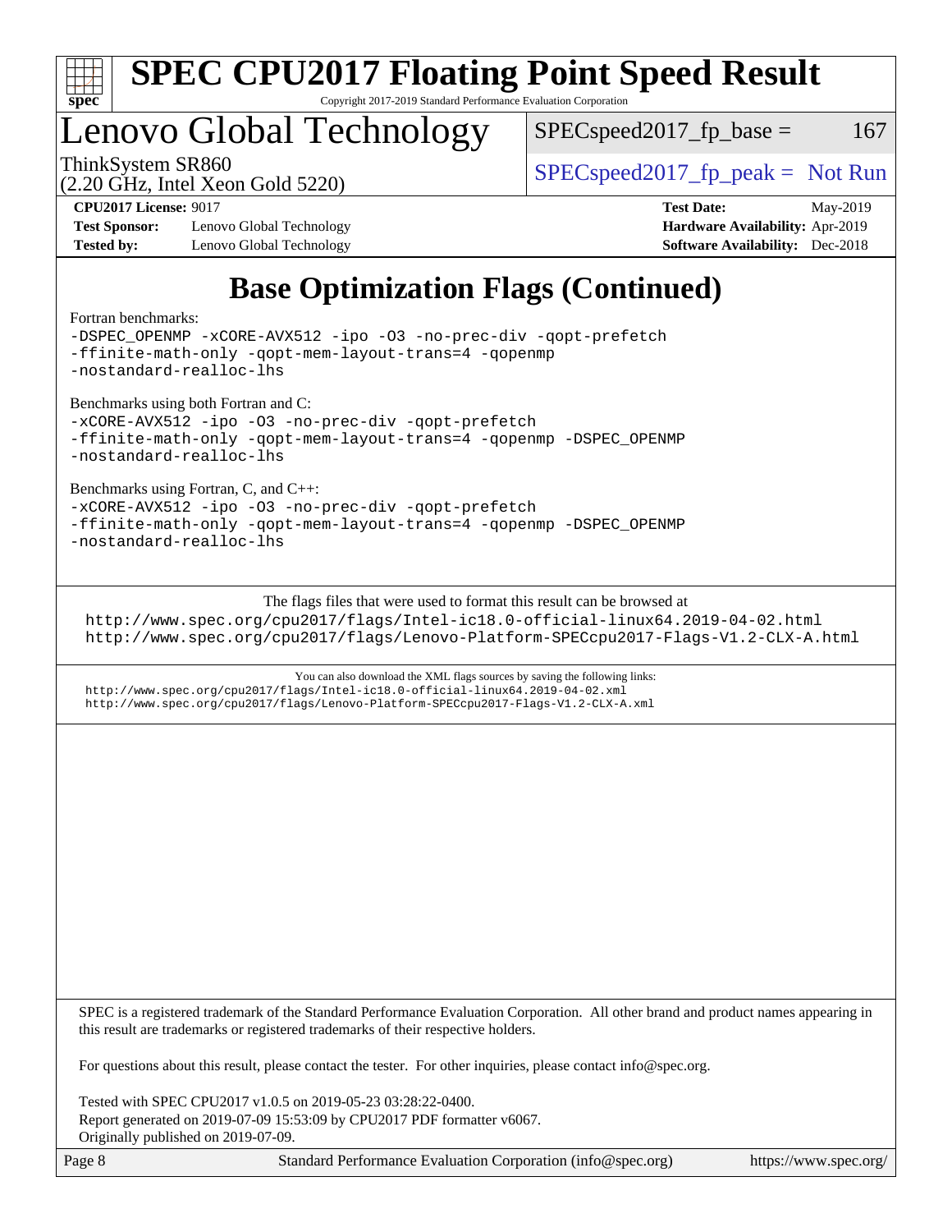# Base Optimization Flags (Continued)

Fortran benchmarks:

-DSPEC_OPENMP -xCORE-AVX512 -ipo -O3 -no-prec-div -qopt-prefetch -ffinite-math-only -qopt-mem-layout-trans=4 -qopenmp -nostandard-realloc-lhs

Benchmarks using both Fortran and C:

-xCORE-AVX512 -ipo -O3 -no-prec-div -qopt-prefetch -ffinite-math-only -qopt-mem-layout-trans=4 -qopenmp -DSPEC_OPENMP -nostandard-realloc-lhs

Benchmarks using Fortran, C, and C++:

-xCORE-AVX512 -ipo -O3 -no-prec-div -qopt-prefetch -ffinite-math-only -qopt-mem-layout-trans=4 -qopenmp -DSPEC_OPENMP -nostandard-realloc-lhs

The flags files that were used to format this result can be browsed at

http://www.spec.org/cpu2017/flags/Intel-ic18.0-official-linux64.2019-04-02.html
http://www.spec.org/cpu2017/flags/Lenovo-Platform-SPECcpu2017-Flags-V1.2-CLX-A.html

You can also download the XML flags sources by saving the following links:

http://www.spec.org/cpu2017/flags/Intel-ic18.0-official-linux64.2019-04-02.xml
http://www.spec.org/cpu2017/flags/Lenovo-Platform-SPECcpu2017-Flags-V1.2-CLX-A.xml

SPEC is a registered trademark of the Standard Performance Evaluation Corporation. All other brand and product names appearing in this result are trademarks or registered trademarks of their respective holders.

For questions about this result, please contact the tester. For other inquiries, please contact info@spec.org.

Tested with SPEC CPU2017 v1.0.5 on 2019-05-23 03:28:22-0400.
Report generated on 2019-07-09 15:53:09 by CPU2017 PDF formatter v6067.
Originally published on 2019-07-09.